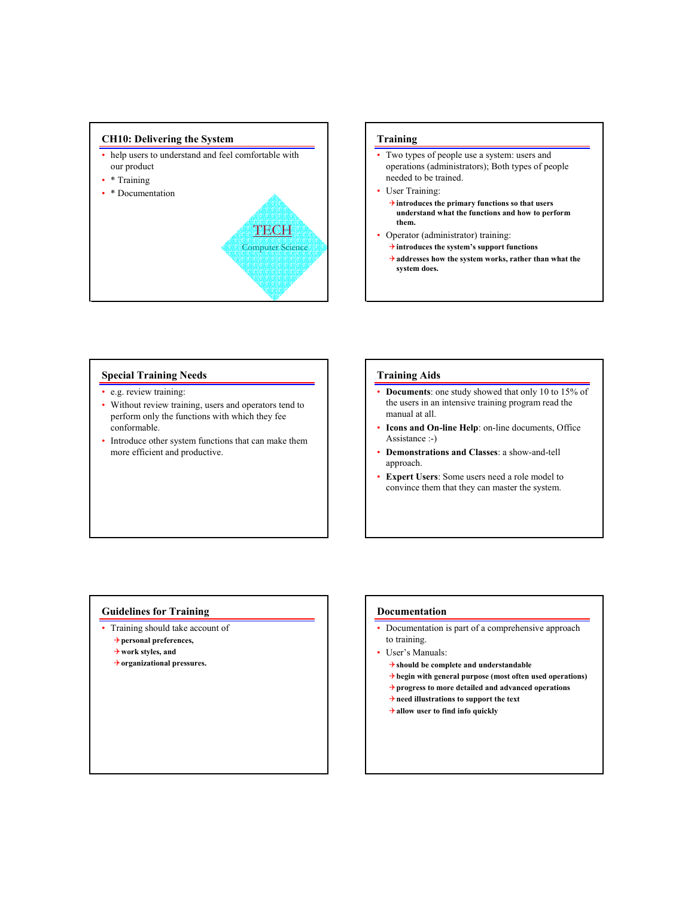## CH10: Delivering the System

- help users to understand and feel comfortable with our product
- * Training
- * Documentation

TECH

Computer Science

## Training

- Two types of people use a system: users and operations (administrators); Both types of people needed to be trained.
- User Training:
  - **introduces the primary functions so that users understand what the functions and how to perform them.**
- Operator (administrator) training:
  - **introduces the system's support functions**
  - **addresses how the system works, rather than what the system does.**

## Special Training Needs

- e.g. review training:
- Without review training, users and operators tend to perform only the functions with which they fee conformable.
- Introduce other system functions that can make them more efficient and productive.

## Training Aids

- **Documents**: one study showed that only 10 to 15% of the users in an intensive training program read the manual at all.
- **Icons and On-line Help**: on-line documents, Office Assistance :-)
- **Demonstrations and Classes**: a show-and-tell approach.
- **Expert Users**: Some users need a role model to convince them that they can master the system.

## Guidelines for Training

- Training should take account of
  - **personal preferences,**
  - **work styles, and**
  - **organizational pressures.**

## Documentation

- Documentation is part of a comprehensive approach to training.
- User's Manuals:
  - **should be complete and understandable**
  - **begin with general purpose (most often used operations)**
  - **progress to more detailed and advanced operations**
  - **need illustrations to support the text**
  - **allow user to find info quickly**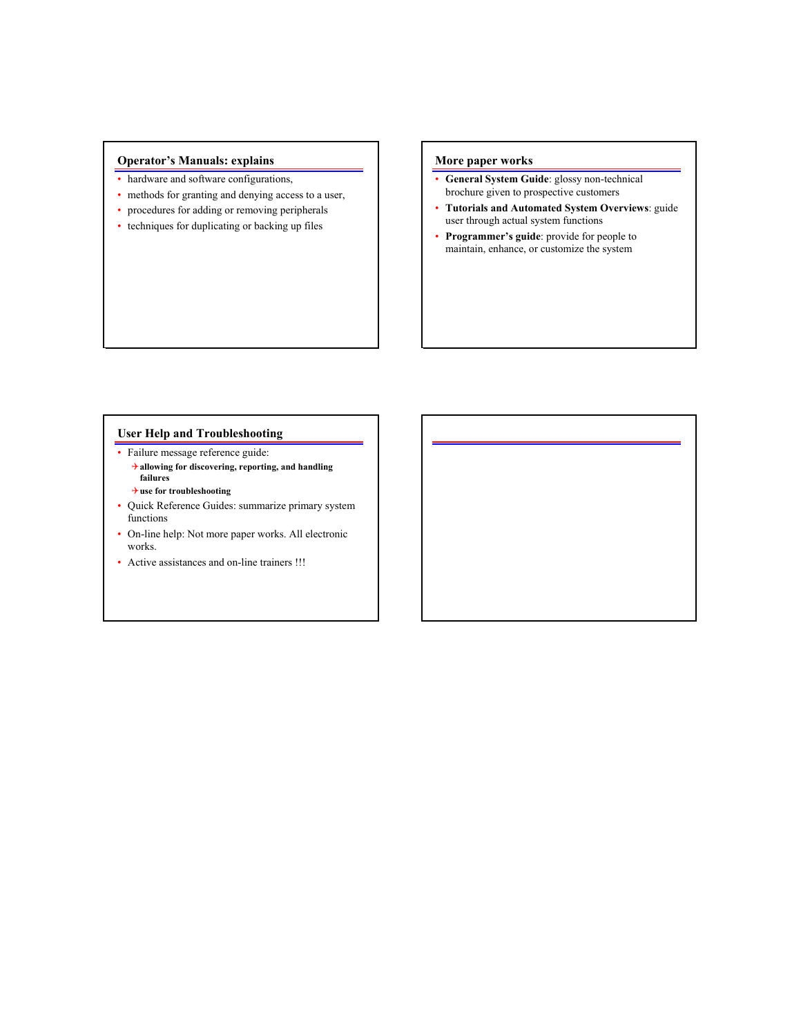## Operator's Manuals: explains

- hardware and software configurations,
- methods for granting and denying access to a user,
- procedures for adding or removing peripherals
- techniques for duplicating or backing up files

## More paper works

- **General System Guide**: glossy non-technical brochure given to prospective customers
- **Tutorials and Automated System Overviews**: guide user through actual system functions
- **Programmer's guide**: provide for people to maintain, enhance, or customize the system

## User Help and Troubleshooting

- Failure message reference guide:
  - **allowing for discovering, reporting, and handling failures**
  - **use for troubleshooting**
- Quick Reference Guides: summarize primary system functions
- On-line help: Not more paper works. All electronic works.
- Active assistances and on-line trainers !!!